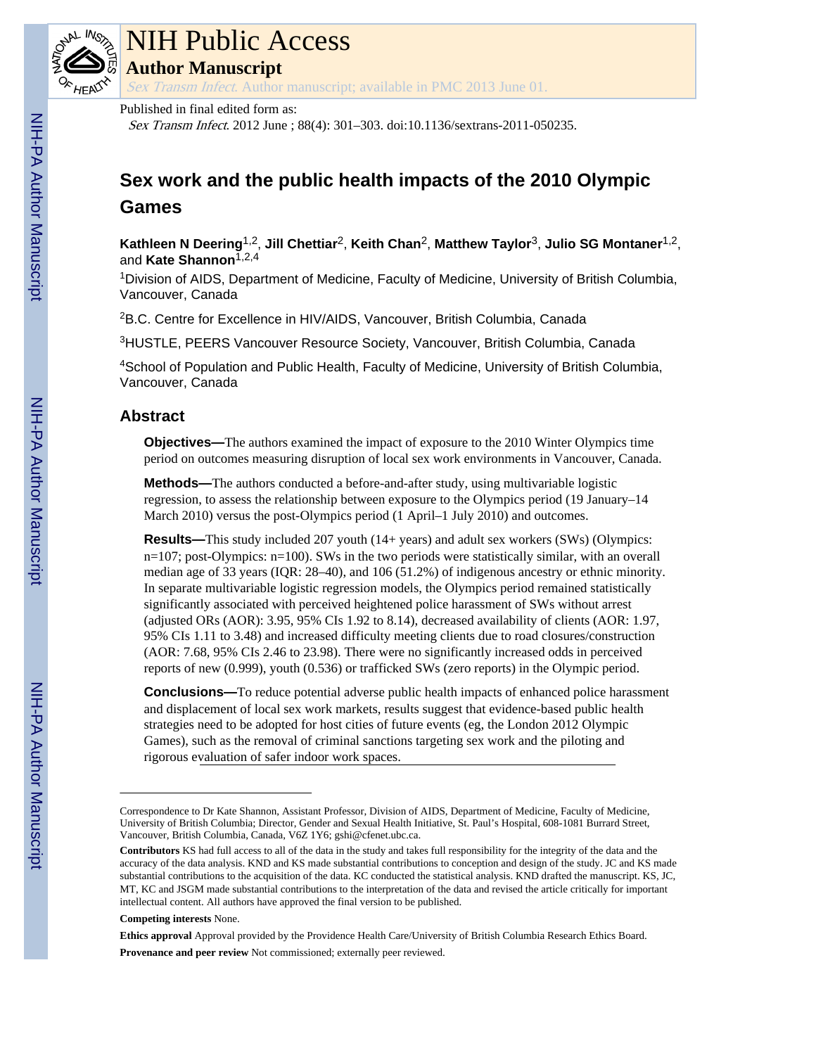# NIH Public Access

## Author Manuscript

*Sex Transm Infect.* Author manuscript; available in PMC 2013 June 01.

Published in final edited form as:

*Sex Transm Infect*. 2012 June ; 88(4): 301–303. doi:10.1136/sextrans-2011-050235.

# Sex work and the public health impacts of the 2010 Olympic Games

**Kathleen N Deering**[1,2], **Jill Chettiar**[2], **Keith Chan**[2], **Matthew Taylor**[3], **Julio SG Montaner**[1,2], and **Kate Shannon**[1,2,4]

[1]Division of AIDS, Department of Medicine, Faculty of Medicine, University of British Columbia, Vancouver, Canada

[2]B.C. Centre for Excellence in HIV/AIDS, Vancouver, British Columbia, Canada

[3]HUSTLE, PEERS Vancouver Resource Society, Vancouver, British Columbia, Canada

[4]School of Population and Public Health, Faculty of Medicine, University of British Columbia, Vancouver, Canada

## Abstract

**Objectives—**The authors examined the impact of exposure to the 2010 Winter Olympics time period on outcomes measuring disruption of local sex work environments in Vancouver, Canada.

**Methods—**The authors conducted a before-and-after study, using multivariable logistic regression, to assess the relationship between exposure to the Olympics period (19 January–14 March 2010) versus the post-Olympics period (1 April–1 July 2010) and outcomes.

**Results—**This study included 207 youth (14+ years) and adult sex workers (SWs) (Olympics: n=107; post-Olympics: n=100). SWs in the two periods were statistically similar, with an overall median age of 33 years (IQR: 28–40), and 106 (51.2%) of indigenous ancestry or ethnic minority. In separate multivariable logistic regression models, the Olympics period remained statistically significantly associated with perceived heightened police harassment of SWs without arrest (adjusted ORs (AOR): 3.95, 95% CIs 1.92 to 8.14), decreased availability of clients (AOR: 1.97, 95% CIs 1.11 to 3.48) and increased difficulty meeting clients due to road closures/construction (AOR: 7.68, 95% CIs 2.46 to 23.98). There were no significantly increased odds in perceived reports of new (0.999), youth (0.536) or trafficked SWs (zero reports) in the Olympic period.

**Conclusions—**To reduce potential adverse public health impacts of enhanced police harassment and displacement of local sex work markets, results suggest that evidence-based public health strategies need to be adopted for host cities of future events (eg, the London 2012 Olympic Games), such as the removal of criminal sanctions targeting sex work and the piloting and rigorous evaluation of safer indoor work spaces.

---

Correspondence to Dr Kate Shannon, Assistant Professor, Division of AIDS, Department of Medicine, Faculty of Medicine, University of British Columbia; Director, Gender and Sexual Health Initiative, St. Paul's Hospital, 608-1081 Burrard Street, Vancouver, British Columbia, Canada, V6Z 1Y6; gshi@cfenet.ubc.ca.

**Contributors** KS had full access to all of the data in the study and takes full responsibility for the integrity of the data and the accuracy of the data analysis. KND and KS made substantial contributions to conception and design of the study. JC and KS made substantial contributions to the acquisition of the data. KC conducted the statistical analysis. KND drafted the manuscript. KS, JC, MT, KC and JSGM made substantial contributions to the interpretation of the data and revised the article critically for important intellectual content. All authors have approved the final version to be published.

**Competing interests** None.

**Ethics approval** Approval provided by the Providence Health Care/University of British Columbia Research Ethics Board.

**Provenance and peer review** Not commissioned; externally peer reviewed.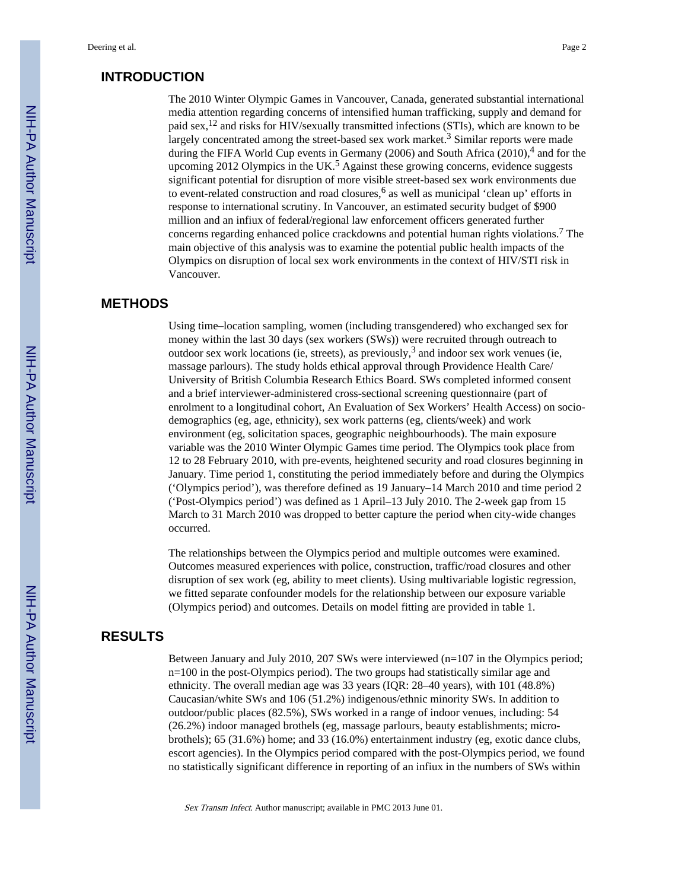## INTRODUCTION

The 2010 Winter Olympic Games in Vancouver, Canada, generated substantial international media attention regarding concerns of intensified human trafficking, supply and demand for paid sex,[12] and risks for HIV/sexually transmitted infections (STIs), which are known to be largely concentrated among the street-based sex work market.[3] Similar reports were made during the FIFA World Cup events in Germany (2006) and South Africa (2010),[4] and for the upcoming 2012 Olympics in the UK.[5] Against these growing concerns, evidence suggests significant potential for disruption of more visible street-based sex work environments due to event-related construction and road closures,[6] as well as municipal 'clean up' efforts in response to international scrutiny. In Vancouver, an estimated security budget of $900 million and an influx of federal/regional law enforcement officers generated further concerns regarding enhanced police crackdowns and potential human rights violations.[7] The main objective of this analysis was to examine the potential public health impacts of the Olympics on disruption of local sex work environments in the context of HIV/STI risk in Vancouver.

## METHODS

Using time–location sampling, women (including transgendered) who exchanged sex for money within the last 30 days (sex workers (SWs)) were recruited through outreach to outdoor sex work locations (ie, streets), as previously,[3] and indoor sex work venues (ie, massage parlours). The study holds ethical approval through Providence Health Care/ University of British Columbia Research Ethics Board. SWs completed informed consent and a brief interviewer-administered cross-sectional screening questionnaire (part of enrolment to a longitudinal cohort, An Evaluation of Sex Workers' Health Access) on socio-demographics (eg, age, ethnicity), sex work patterns (eg, clients/week) and work environment (eg, solicitation spaces, geographic neighbourhoods). The main exposure variable was the 2010 Winter Olympic Games time period. The Olympics took place from 12 to 28 February 2010, with pre-events, heightened security and road closures beginning in January. Time period 1, constituting the period immediately before and during the Olympics ('Olympics period'), was therefore defined as 19 January–14 March 2010 and time period 2 ('Post-Olympics period') was defined as 1 April–13 July 2010. The 2-week gap from 15 March to 31 March 2010 was dropped to better capture the period when city-wide changes occurred.

The relationships between the Olympics period and multiple outcomes were examined. Outcomes measured experiences with police, construction, traffic/road closures and other disruption of sex work (eg, ability to meet clients). Using multivariable logistic regression, we fitted separate confounder models for the relationship between our exposure variable (Olympics period) and outcomes. Details on model fitting are provided in table 1.

## RESULTS

Between January and July 2010, 207 SWs were interviewed (n=107 in the Olympics period; n=100 in the post-Olympics period). The two groups had statistically similar age and ethnicity. The overall median age was 33 years (IQR: 28–40 years), with 101 (48.8%) Caucasian/white SWs and 106 (51.2%) indigenous/ethnic minority SWs. In addition to outdoor/public places (82.5%), SWs worked in a range of indoor venues, including: 54 (26.2%) indoor managed brothels (eg, massage parlours, beauty establishments; micro-brothels); 65 (31.6%) home; and 33 (16.0%) entertainment industry (eg, exotic dance clubs, escort agencies). In the Olympics period compared with the post-Olympics period, we found no statistically significant difference in reporting of an influx in the numbers of SWs within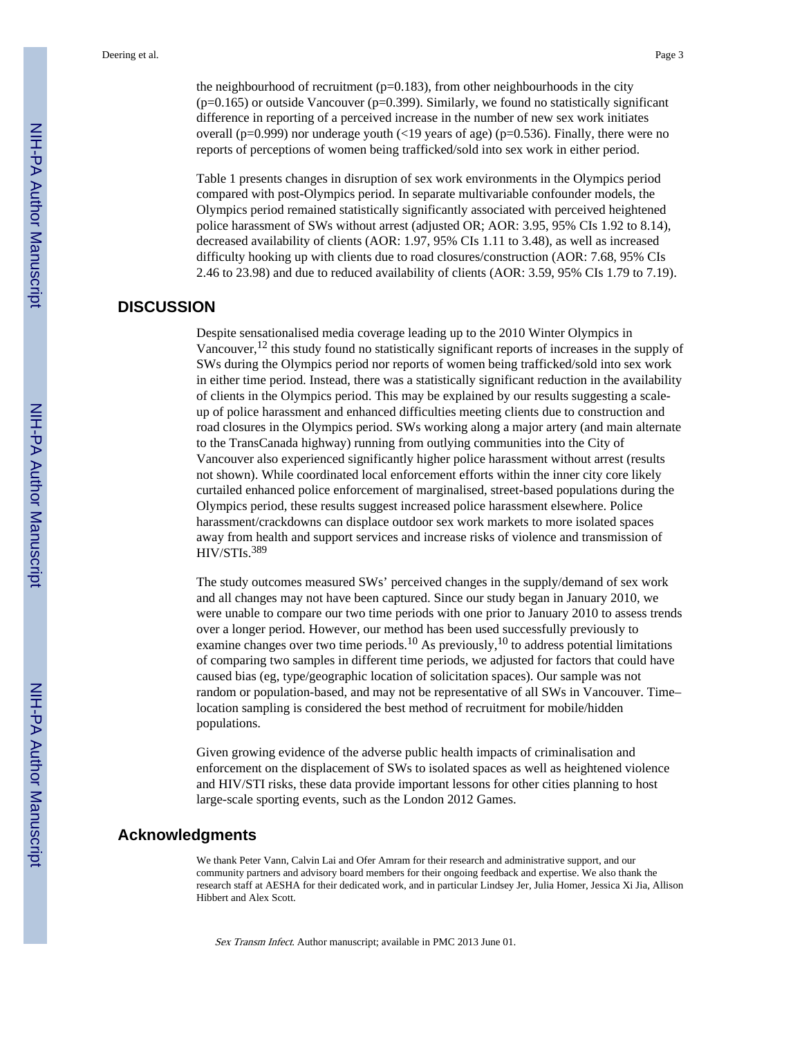the neighbourhood of recruitment (p=0.183), from other neighbourhoods in the city (p=0.165) or outside Vancouver (p=0.399). Similarly, we found no statistically significant difference in reporting of a perceived increase in the number of new sex work initiates overall (p=0.999) nor underage youth (<19 years of age) (p=0.536). Finally, there were no reports of perceptions of women being trafficked/sold into sex work in either period.

Table 1 presents changes in disruption of sex work environments in the Olympics period compared with post-Olympics period. In separate multivariable confounder models, the Olympics period remained statistically significantly associated with perceived heightened police harassment of SWs without arrest (adjusted OR; AOR: 3.95, 95% CIs 1.92 to 8.14), decreased availability of clients (AOR: 1.97, 95% CIs 1.11 to 3.48), as well as increased difficulty hooking up with clients due to road closures/construction (AOR: 7.68, 95% CIs 2.46 to 23.98) and due to reduced availability of clients (AOR: 3.59, 95% CIs 1.79 to 7.19).

## DISCUSSION

Despite sensationalised media coverage leading up to the 2010 Winter Olympics in Vancouver,[12] this study found no statistically significant reports of increases in the supply of SWs during the Olympics period nor reports of women being trafficked/sold into sex work in either time period. Instead, there was a statistically significant reduction in the availability of clients in the Olympics period. This may be explained by our results suggesting a scale-up of police harassment and enhanced difficulties meeting clients due to construction and road closures in the Olympics period. SWs working along a major artery (and main alternate to the TransCanada highway) running from outlying communities into the City of Vancouver also experienced significantly higher police harassment without arrest (results not shown). While coordinated local enforcement efforts within the inner city core likely curtailed enhanced police enforcement of marginalised, street-based populations during the Olympics period, these results suggest increased police harassment elsewhere. Police harassment/crackdowns can displace outdoor sex work markets to more isolated spaces away from health and support services and increase risks of violence and transmission of HIV/STIs.[3,8,9]

The study outcomes measured SWs' perceived changes in the supply/demand of sex work and all changes may not have been captured. Since our study began in January 2010, we were unable to compare our two time periods with one prior to January 2010 to assess trends over a longer period. However, our method has been used successfully previously to examine changes over two time periods.[10] As previously,[10] to address potential limitations of comparing two samples in different time periods, we adjusted for factors that could have caused bias (eg, type/geographic location of solicitation spaces). Our sample was not random or population-based, and may not be representative of all SWs in Vancouver. Time–location sampling is considered the best method of recruitment for mobile/hidden populations.

Given growing evidence of the adverse public health impacts of criminalisation and enforcement on the displacement of SWs to isolated spaces as well as heightened violence and HIV/STI risks, these data provide important lessons for other cities planning to host large-scale sporting events, such as the London 2012 Games.

## Acknowledgments

We thank Peter Vann, Calvin Lai and Ofer Amram for their research and administrative support, and our community partners and advisory board members for their ongoing feedback and expertise. We also thank the research staff at AESHA for their dedicated work, and in particular Lindsey Jer, Julia Homer, Jessica Xi Jia, Allison Hibbert and Alex Scott.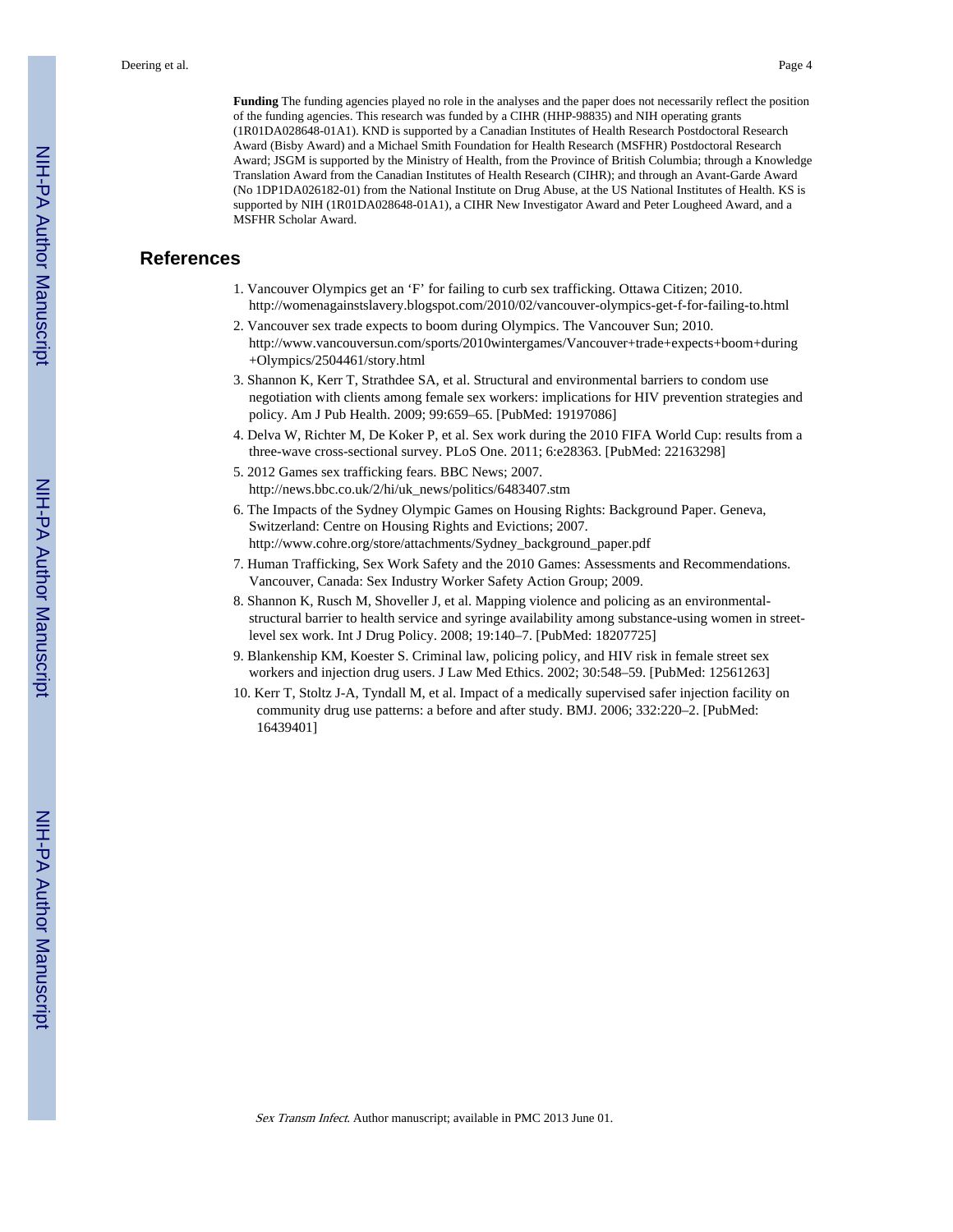**Funding** The funding agencies played no role in the analyses and the paper does not necessarily reflect the position of the funding agencies. This research was funded by a CIHR (HHP-98835) and NIH operating grants (1R01DA028648-01A1). KND is supported by a Canadian Institutes of Health Research Postdoctoral Research Award (Bisby Award) and a Michael Smith Foundation for Health Research (MSFHR) Postdoctoral Research Award; JSGM is supported by the Ministry of Health, from the Province of British Columbia; through a Knowledge Translation Award from the Canadian Institutes of Health Research (CIHR); and through an Avant-Garde Award (No 1DP1DA026182-01) from the National Institute on Drug Abuse, at the US National Institutes of Health. KS is supported by NIH (1R01DA028648-01A1), a CIHR New Investigator Award and Peter Lougheed Award, and a MSFHR Scholar Award.

## References

1. Vancouver Olympics get an 'F' for failing to curb sex trafficking. Ottawa Citizen; 2010. http://womenagainstslavery.blogspot.com/2010/02/vancouver-olympics-get-f-for-failing-to.html
2. Vancouver sex trade expects to boom during Olympics. The Vancouver Sun; 2010. http://www.vancouversun.com/sports/2010wintergames/Vancouver+trade+expects+boom+during+Olympics/2504461/story.html
3. Shannon K, Kerr T, Strathdee SA, et al. Structural and environmental barriers to condom use negotiation with clients among female sex workers: implications for HIV prevention strategies and policy. Am J Pub Health. 2009; 99:659–65. [PubMed: 19197086]
4. Delva W, Richter M, De Koker P, et al. Sex work during the 2010 FIFA World Cup: results from a three-wave cross-sectional survey. PLoS One. 2011; 6:e28363. [PubMed: 22163298]
5. 2012 Games sex trafficking fears. BBC News; 2007. http://news.bbc.co.uk/2/hi/uk_news/politics/6483407.stm
6. The Impacts of the Sydney Olympic Games on Housing Rights: Background Paper. Geneva, Switzerland: Centre on Housing Rights and Evictions; 2007. http://www.cohre.org/store/attachments/Sydney_background_paper.pdf
7. Human Trafficking, Sex Work Safety and the 2010 Games: Assessments and Recommendations. Vancouver, Canada: Sex Industry Worker Safety Action Group; 2009.
8. Shannon K, Rusch M, Shoveller J, et al. Mapping violence and policing as an environmental-structural barrier to health service and syringe availability among substance-using women in street-level sex work. Int J Drug Policy. 2008; 19:140–7. [PubMed: 18207725]
9. Blankenship KM, Koester S. Criminal law, policing policy, and HIV risk in female street sex workers and injection drug users. J Law Med Ethics. 2002; 30:548–59. [PubMed: 12561263]
10. Kerr T, Stoltz J-A, Tyndall M, et al. Impact of a medically supervised safer injection facility on community drug use patterns: a before and after study. BMJ. 2006; 332:220–2. [PubMed: 16439401]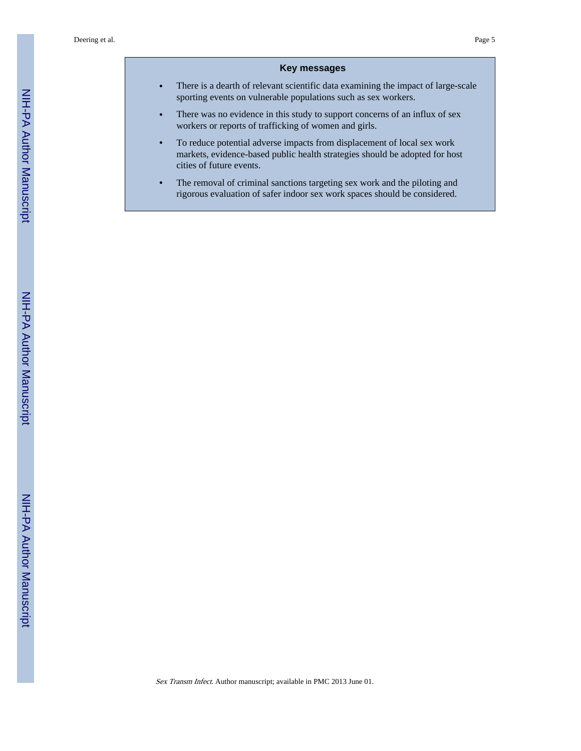## Key messages

- There is a dearth of relevant scientific data examining the impact of large-scale sporting events on vulnerable populations such as sex workers.
- There was no evidence in this study to support concerns of an influx of sex workers or reports of trafficking of women and girls.
- To reduce potential adverse impacts from displacement of local sex work markets, evidence-based public health strategies should be adopted for host cities of future events.
- The removal of criminal sanctions targeting sex work and the piloting and rigorous evaluation of safer indoor sex work spaces should be considered.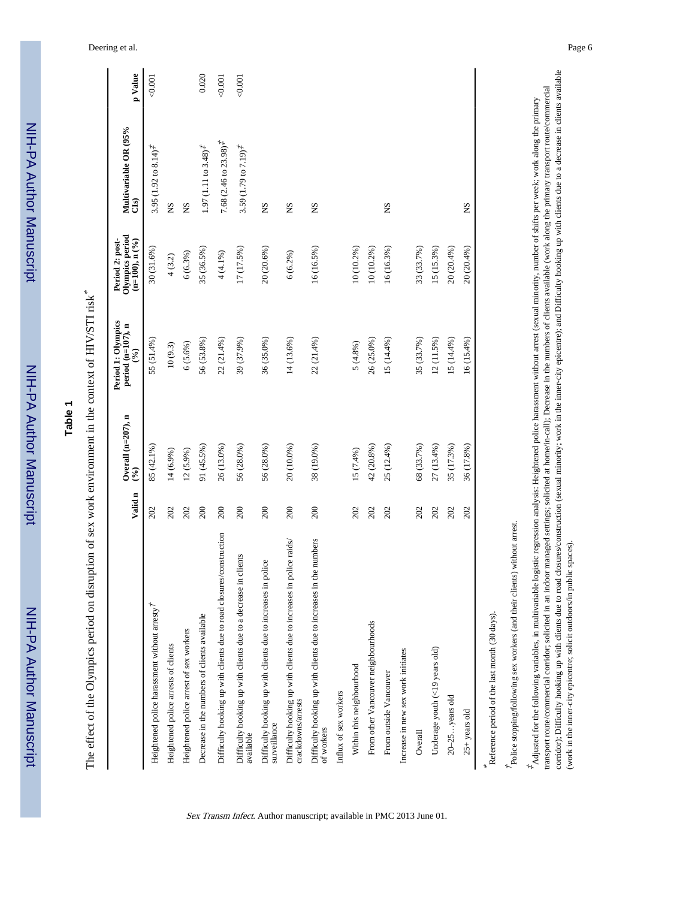**Table 1**

The effect of the Olympics period on disruption of sex work environment in the context of HIV/STI risk*

| | Valid n | Overall (n=207), n (%) | Period 1: Olympics period (n=107), n (%) | Period 2: post-Olympics period (n=100), n (%) | Multivariable OR (95% CIs) | p Value |
|---|---|---|---|---|---|---|
| Heightened police harassment without arrest† | 202 | 85 (42.1%) | 55 (51.4%) | 30 (31.6%) | 3.95 (1.92 to 8.14)‡ | <0.001 |
| Heightened police arrests of clients | 202 | 14 (6.9%) | 10 (9.3) | 4 (3.2) | NS | |
| Heightened police arrest of sex workers | 202 | 12 (5.9%) | 6 (5.6%) | 6 (6.3%) | NS | |
| Decrease in the numbers of clients available | 200 | 91 (45.5%) | 56 (53.8%) | 35 (36.5%) | 1.97 (1.11 to 3.48)‡ | 0.020 |
| Difficulty hooking up with clients due to road closures/construction | 200 | 26 (13.0%) | 22 (21.4%) | 4 (4.1%) | 7.68 (2.46 to 23.98)‡ | <0.001 |
| Difficulty hooking up with clients due to a decrease in clients available | 200 | 56 (28.0%) | 39 (37.9%) | 17 (17.5%) | 3.59 (1.79 to 7.19)‡ | <0.001 |
| Difficulty hooking up with clients due to increases in police surveillance | 200 | 56 (28.0%) | 36 (35.0%) | 20 (20.6%) | NS | |
| Difficulty hooking up with clients due to increases in police raids/crackdowns/arrests | 200 | 20 (10.0%) | 14 (13.6%) | 6 (6.2%) | NS | |
| Difficulty hooking up with clients due to increases in the numbers of workers | 200 | 38 (19.0%) | 22 (21.4%) | 16 (16.5%) | NS | |
| Influx of sex workers | | | | | | |
| Within this neighbourhood | 202 | 15 (7.4%) | 5 (4.8%) | 10 (10.2%) | | |
| From other Vancouver neighbourhoods | 202 | 42 (20.8%) | 26 (25.0%) | 10 (10.2%) | | |
| From outside Vancouver | 202 | 25 (12.4%) | 15 (14.4%) | 16 (16.3%) | NS | |
| Increase in new sex work initiates | | | | | | |
| Overall | 202 | 68 (33.7%) | 35 (33.7%) | 33 (33.7%) | | |
| Underage youth (<19 years old) | 202 | 27 (13.4%) | 12 (11.5%) | 15 (15.3%) | | |
| 20–25…years old | 202 | 35 (17.3%) | 15 (14.4%) | 20 (20.4%) | | |
| 25+ years old | 202 | 36 (17.8%) | 16 (15.4%) | 20 (20.4%) | NS | |

*Reference period of the last month (30 days).

†Police stopping/following sex workers (and their clients) without arrest.

‡Adjusted for the following variables, in multivariable logistic regression analysis: Heightened police harassment without arrest (sexual minority, number of shifts per week; work along the primary transport route/commercial corridor; solicited in an indoor managed settings; solicited at home/in-call); Decrease in the numbers of clients available (work along the primary transport route/commercial corridor); Difficulty hooking up with clients due to road closures/construction (sexual minority; work in the inner-city epicentre); and Difficulty hooking up with clients due to a decrease in clients available (work in the inner-city epicentre; solicit outdoors/in public spaces).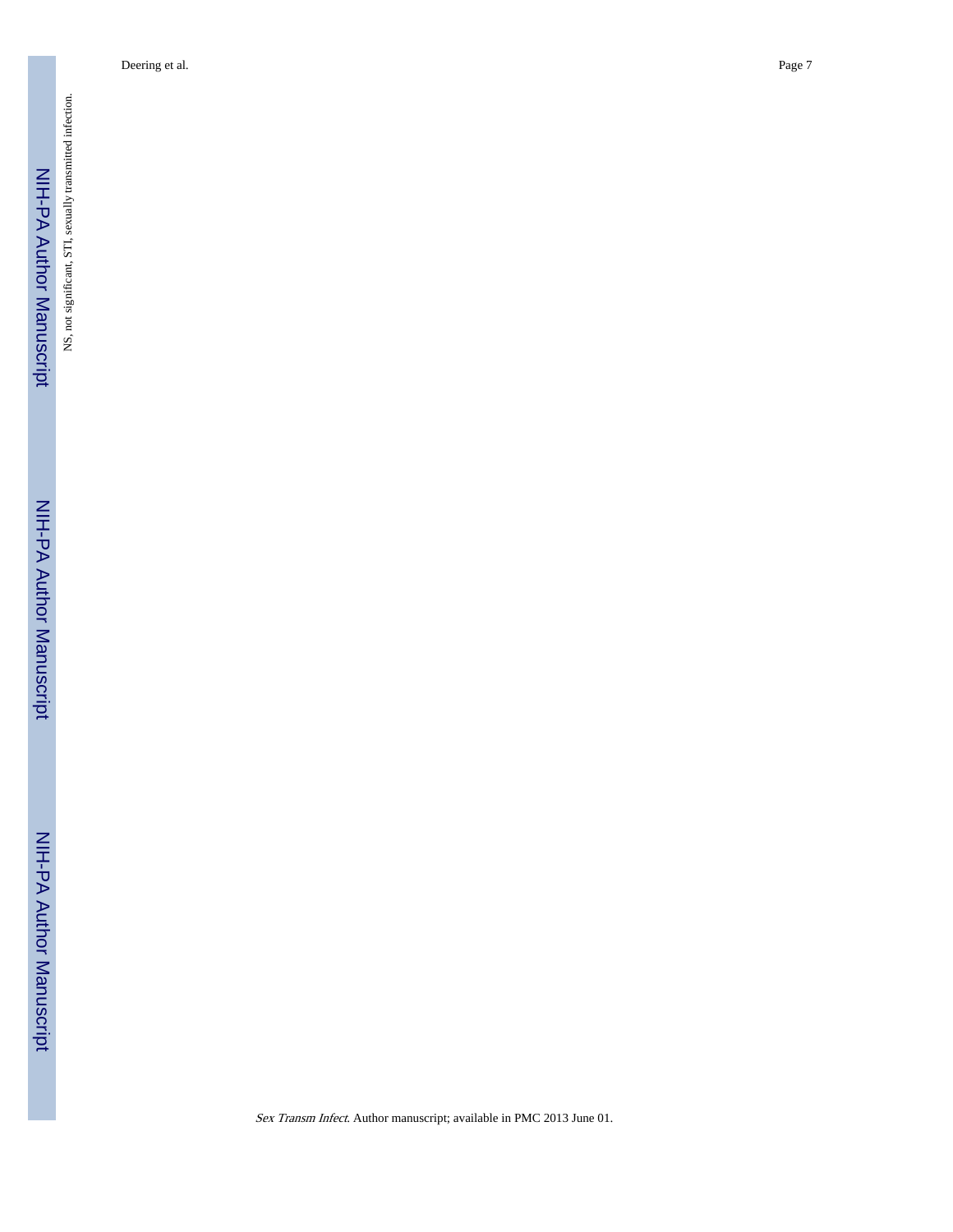NS, not significant, STI, sexually transmitted infection.